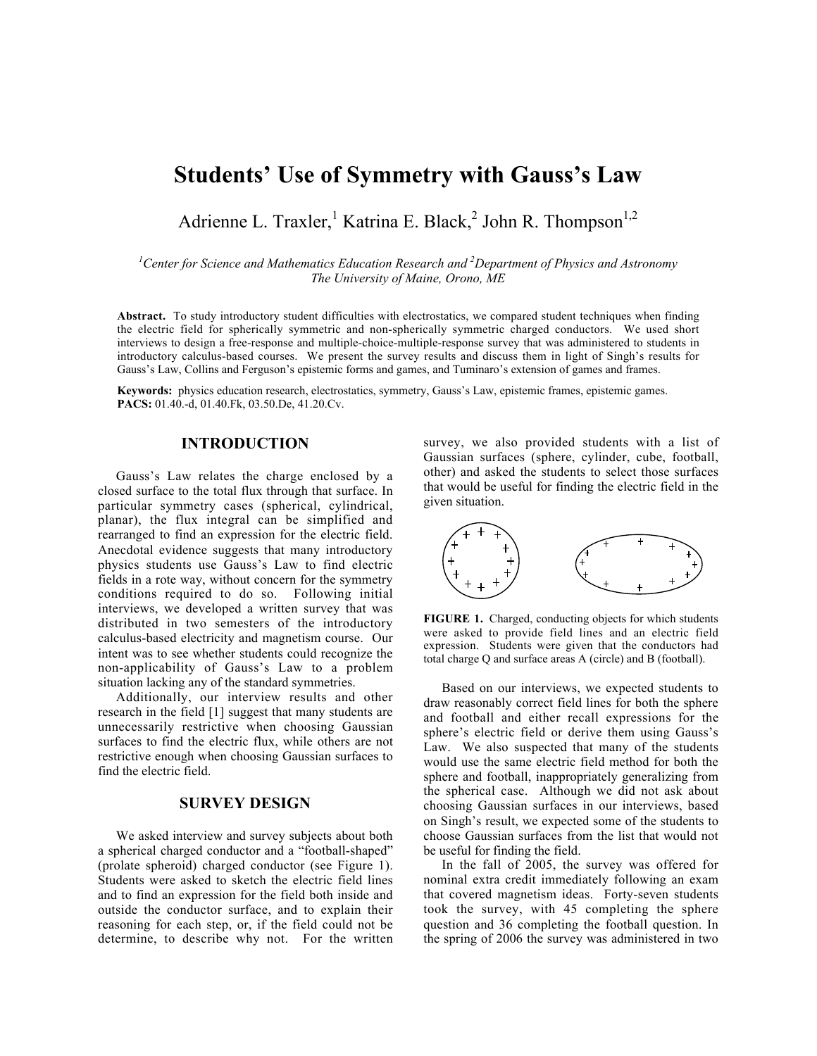# Students' Use of Symmetry with Gauss's Law

Adrienne L. Traxler,[1] Katrina E. Black,[2] John R. Thompson[1,2]

*[1]Center for Science and Mathematics Education Research and [2]Department of Physics and Astronomy*
*The University of Maine, Orono, ME*

**Abstract.** To study introductory student difficulties with electrostatics, we compared student techniques when finding the electric field for spherically symmetric and non-spherically symmetric charged conductors. We used short interviews to design a free-response and multiple-choice-multiple-response survey that was administered to students in introductory calculus-based courses. We present the survey results and discuss them in light of Singh's results for Gauss's Law, Collins and Ferguson's epistemic forms and games, and Tuminaro's extension of games and frames.

**Keywords:** physics education research, electrostatics, symmetry, Gauss's Law, epistemic frames, epistemic games.
**PACS:** 01.40.-d, 01.40.Fk, 03.50.De, 41.20.Cv.

## INTRODUCTION

Gauss's Law relates the charge enclosed by a closed surface to the total flux through that surface. In particular symmetry cases (spherical, cylindrical, planar), the flux integral can be simplified and rearranged to find an expression for the electric field. Anecdotal evidence suggests that many introductory physics students use Gauss's Law to find electric fields in a rote way, without concern for the symmetry conditions required to do so. Following initial interviews, we developed a written survey that was distributed in two semesters of the introductory calculus-based electricity and magnetism course. Our intent was to see whether students could recognize the non-applicability of Gauss's Law to a problem situation lacking any of the standard symmetries.

Additionally, our interview results and other research in the field [1] suggest that many students are unnecessarily restrictive when choosing Gaussian surfaces to find the electric flux, while others are not restrictive enough when choosing Gaussian surfaces to find the electric field.

## SURVEY DESIGN

We asked interview and survey subjects about both a spherical charged conductor and a "football-shaped" (prolate spheroid) charged conductor (see Figure 1). Students were asked to sketch the electric field lines and to find an expression for the field both inside and outside the conductor surface, and to explain their reasoning for each step, or, if the field could not be determine, to describe why not. For the written survey, we also provided students with a list of Gaussian surfaces (sphere, cylinder, cube, football, other) and asked the students to select those surfaces that would be useful for finding the electric field in the given situation.

**FIGURE 1.** Charged, conducting objects for which students were asked to provide field lines and an electric field expression. Students were given that the conductors had total charge Q and surface areas A (circle) and B (football).

Based on our interviews, we expected students to draw reasonably correct field lines for both the sphere and football and either recall expressions for the sphere's electric field or derive them using Gauss's Law. We also suspected that many of the students would use the same electric field method for both the sphere and football, inappropriately generalizing from the spherical case. Although we did not ask about choosing Gaussian surfaces in our interviews, based on Singh's result, we expected some of the students to choose Gaussian surfaces from the list that would not be useful for finding the field.

In the fall of 2005, the survey was offered for nominal extra credit immediately following an exam that covered magnetism ideas. Forty-seven students took the survey, with 45 completing the sphere question and 36 completing the football question. In the spring of 2006 the survey was administered in two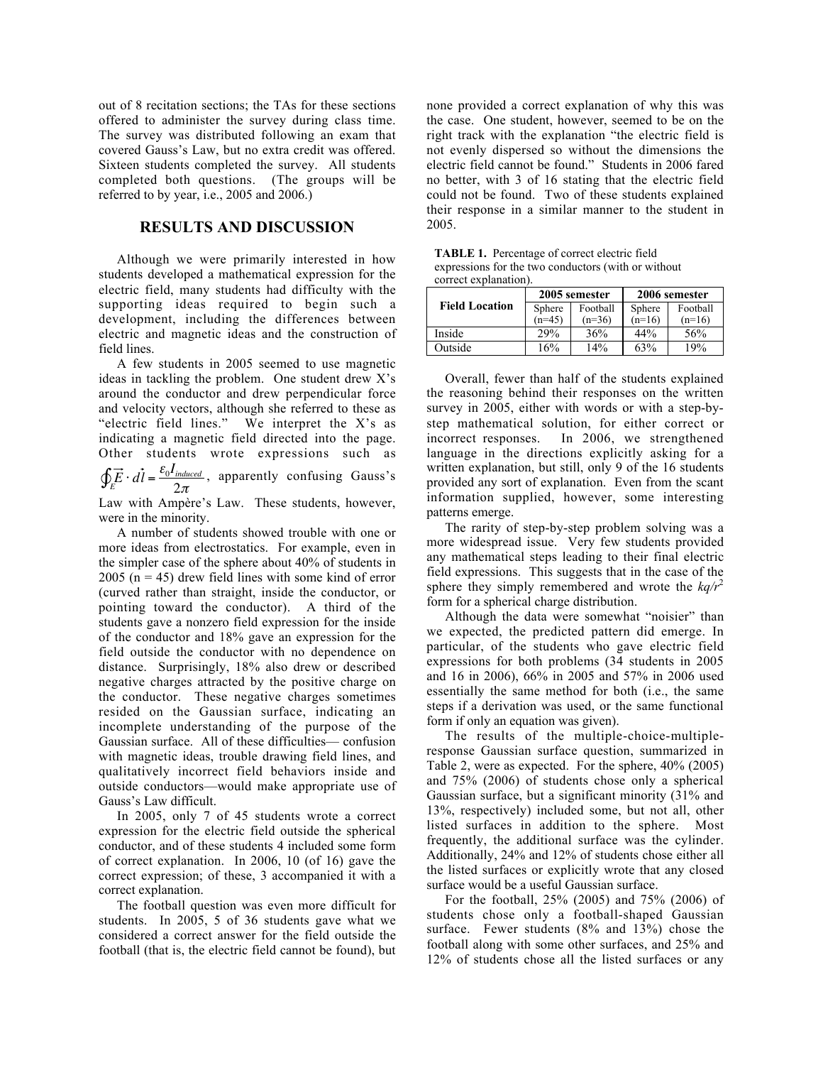out of 8 recitation sections; the TAs for these sections offered to administer the survey during class time. The survey was distributed following an exam that covered Gauss's Law, but no extra credit was offered. Sixteen students completed the survey. All students completed both questions. (The groups will be referred to by year, i.e., 2005 and 2006.)

## RESULTS AND DISCUSSION

Although we were primarily interested in how students developed a mathematical expression for the electric field, many students had difficulty with the supporting ideas required to begin such a development, including the differences between electric and magnetic ideas and the construction of field lines.

A few students in 2005 seemed to use magnetic ideas in tackling the problem. One student drew X's around the conductor and drew perpendicular force and velocity vectors, although she referred to these as "electric field lines." We interpret the X's as indicating a magnetic field directed into the page. Other students wrote expressions such as $\oint_E \vec{E} \cdot d\vec{l} = \frac{\varepsilon_0 I_{induced}}{2\pi}$, apparently confusing Gauss's Law with Ampère's Law. These students, however, were in the minority.

A number of students showed trouble with one or more ideas from electrostatics. For example, even in the simpler case of the sphere about 40% of students in 2005 ($n = 45$) drew field lines with some kind of error (curved rather than straight, inside the conductor, or pointing toward the conductor). A third of the students gave a nonzero field expression for the inside of the conductor and 18% gave an expression for the field outside the conductor with no dependence on distance. Surprisingly, 18% also drew or described negative charges attracted by the positive charge on the conductor. These negative charges sometimes resided on the Gaussian surface, indicating an incomplete understanding of the purpose of the Gaussian surface. All of these difficulties— confusion with magnetic ideas, trouble drawing field lines, and qualitatively incorrect field behaviors inside and outside conductors—would make appropriate use of Gauss's Law difficult.

In 2005, only 7 of 45 students wrote a correct expression for the electric field outside the spherical conductor, and of these students 4 included some form of correct explanation. In 2006, 10 (of 16) gave the correct expression; of these, 3 accompanied it with a correct explanation.

The football question was even more difficult for students. In 2005, 5 of 36 students gave what we considered a correct answer for the field outside the football (that is, the electric field cannot be found), but none provided a correct explanation of why this was the case. One student, however, seemed to be on the right track with the explanation "the electric field is not evenly dispersed so without the dimensions the electric field cannot be found." Students in 2006 fared no better, with 3 of 16 stating that the electric field could not be found. Two of these students explained their response in a similar manner to the student in 2005.

**TABLE 1.** Percentage of correct electric field expressions for the two conductors (with or without correct explanation).

| Field Location | 2005 semester | | 2006 semester | |
|---|---|---|---|---|
| | Sphere (n=45) | Football (n=36) | Sphere (n=16) | Football (n=16) |
| Inside | 29% | 36% | 44% | 56% |
| Outside | 16% | 14% | 63% | 19% |

Overall, fewer than half of the students explained the reasoning behind their responses on the written survey in 2005, either with words or with a step-by-step mathematical solution, for either correct or incorrect responses. In 2006, we strengthened language in the directions explicitly asking for a written explanation, but still, only 9 of the 16 students provided any sort of explanation. Even from the scant information supplied, however, some interesting patterns emerge.

The rarity of step-by-step problem solving was a more widespread issue. Very few students provided any mathematical steps leading to their final electric field expressions. This suggests that in the case of the sphere they simply remembered and wrote the $kq/r^2$ form for a spherical charge distribution.

Although the data were somewhat "noisier" than we expected, the predicted pattern did emerge. In particular, of the students who gave electric field expressions for both problems (34 students in 2005 and 16 in 2006), 66% in 2005 and 57% in 2006 used essentially the same method for both (i.e., the same steps if a derivation was used, or the same functional form if only an equation was given).

The results of the multiple-choice-multiple-response Gaussian surface question, summarized in Table 2, were as expected. For the sphere, 40% (2005) and 75% (2006) of students chose only a spherical Gaussian surface, but a significant minority (31% and 13%, respectively) included some, but not all, other listed surfaces in addition to the sphere. Most frequently, the additional surface was the cylinder. Additionally, 24% and 12% of students chose either all the listed surfaces or explicitly wrote that any closed surface would be a useful Gaussian surface.

For the football, 25% (2005) and 75% (2006) of students chose only a football-shaped Gaussian surface. Fewer students (8% and 13%) chose the football along with some other surfaces, and 25% and 12% of students chose all the listed surfaces or any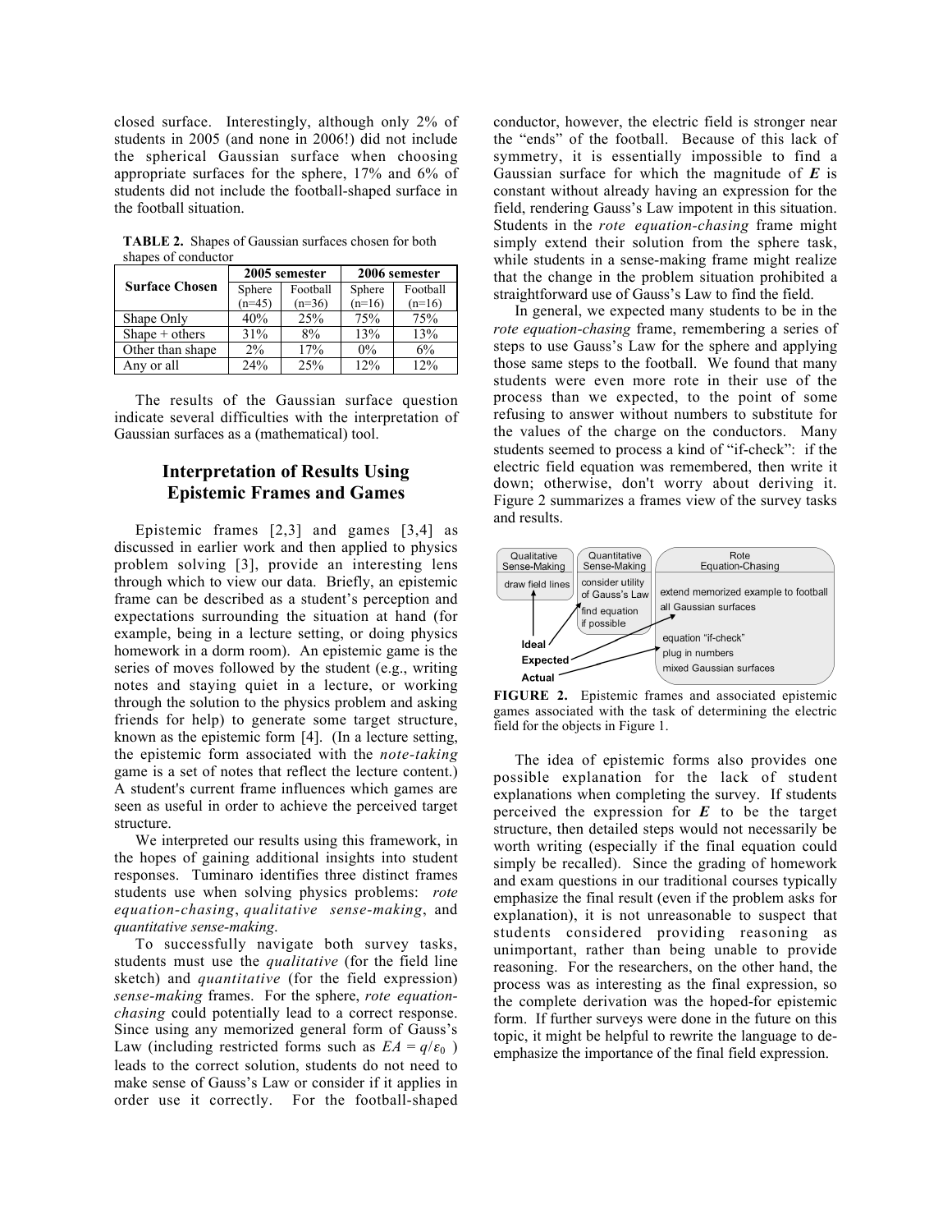closed surface. Interestingly, although only 2% of students in 2005 (and none in 2006!) did not include the spherical Gaussian surface when choosing appropriate surfaces for the sphere, 17% and 6% of students did not include the football-shaped surface in the football situation.

**TABLE 2.** Shapes of Gaussian surfaces chosen for both shapes of conductor

| Surface Chosen | 2005 semester | | 2006 semester | |
|---|---|---|---|---|
| | Sphere (n=45) | Football (n=36) | Sphere (n=16) | Football (n=16) |
| Shape Only | 40% | 25% | 75% | 75% |
| Shape + others | 31% | 8% | 13% | 13% |
| Other than shape | 2% | 17% | 0% | 6% |
| Any or all | 24% | 25% | 12% | 12% |

The results of the Gaussian surface question indicate several difficulties with the interpretation of Gaussian surfaces as a (mathematical) tool.

## Interpretation of Results Using Epistemic Frames and Games

Epistemic frames [2,3] and games [3,4] as discussed in earlier work and then applied to physics problem solving [3], provide an interesting lens through which to view our data. Briefly, an epistemic frame can be described as a student's perception and expectations surrounding the situation at hand (for example, being in a lecture setting, or doing physics homework in a dorm room). An epistemic game is the series of moves followed by the student (e.g., writing notes and staying quiet in a lecture, or working through the solution to the physics problem and asking friends for help) to generate some target structure, known as the epistemic form [4]. (In a lecture setting, the epistemic form associated with the *note-taking* game is a set of notes that reflect the lecture content.) A student's current frame influences which games are seen as useful in order to achieve the perceived target structure.

We interpreted our results using this framework, in the hopes of gaining additional insights into student responses. Tuminaro identifies three distinct frames students use when solving physics problems: *rote equation-chasing*, *qualitative sense-making*, and *quantitative sense-making*.

To successfully navigate both survey tasks, students must use the *qualitative* (for the field line sketch) and *quantitative* (for the field expression) *sense-making* frames. For the sphere, *rote equation-chasing* could potentially lead to a correct response. Since using any memorized general form of Gauss's Law (including restricted forms such as $EA = q/\varepsilon_0$ ) leads to the correct solution, students do not need to make sense of Gauss's Law or consider if it applies in order use it correctly. For the football-shaped conductor, however, the electric field is stronger near the "ends" of the football. Because of this lack of symmetry, it is essentially impossible to find a Gaussian surface for which the magnitude of $\boldsymbol{E}$ is constant without already having an expression for the field, rendering Gauss's Law impotent in this situation. Students in the *rote equation-chasing* frame might simply extend their solution from the sphere task, while students in a sense-making frame might realize that the change in the problem situation prohibited a straightforward use of Gauss's Law to find the field.

In general, we expected many students to be in the *rote equation-chasing* frame, remembering a series of steps to use Gauss's Law for the sphere and applying those same steps to the football. We found that many students were even more rote in their use of the process than we expected, to the point of some refusing to answer without numbers to substitute for the values of the charge on the conductors. Many students seemed to process a kind of "if-check": if the electric field equation was remembered, then write it down; otherwise, don't worry about deriving it. Figure 2 summarizes a frames view of the survey tasks and results.

Qualitative Sense-Making
draw field lines

Quantitative Sense-Making
consider utility of Gauss's Law
find equation if possible

Rote Equation-Chasing
extend memorized example to football
all Gaussian surfaces
equation "if-check"
plug in numbers
mixed Gaussian surfaces

Ideal
Expected
Actual

**FIGURE 2.** Epistemic frames and associated epistemic games associated with the task of determining the electric field for the objects in Figure 1.

The idea of epistemic forms also provides one possible explanation for the lack of student explanations when completing the survey. If students perceived the expression for $\boldsymbol{E}$ to be the target structure, then detailed steps would not necessarily be worth writing (especially if the final equation could simply be recalled). Since the grading of homework and exam questions in our traditional courses typically emphasize the final result (even if the problem asks for explanation), it is not unreasonable to suspect that students considered providing reasoning as unimportant, rather than being unable to provide reasoning. For the researchers, on the other hand, the process was as interesting as the final expression, so the complete derivation was the hoped-for epistemic form. If further surveys were done in the future on this topic, it might be helpful to rewrite the language to de-emphasize the importance of the final field expression.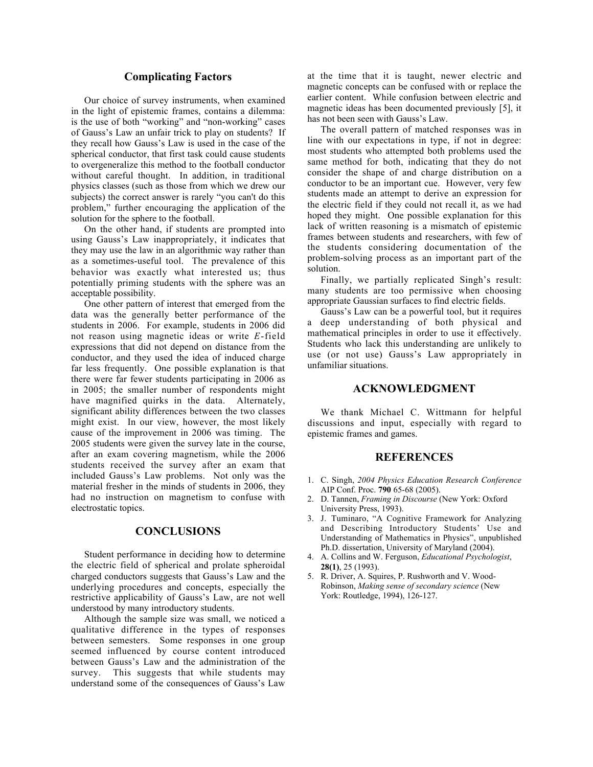## Complicating Factors

Our choice of survey instruments, when examined in the light of epistemic frames, contains a dilemma: is the use of both "working" and "non-working" cases of Gauss's Law an unfair trick to play on students? If they recall how Gauss's Law is used in the case of the spherical conductor, that first task could cause students to overgeneralize this method to the football conductor without careful thought. In addition, in traditional physics classes (such as those from which we drew our subjects) the correct answer is rarely "you can't do this problem," further encouraging the application of the solution for the sphere to the football.

On the other hand, if students are prompted into using Gauss's Law inappropriately, it indicates that they may use the law in an algorithmic way rather than as a sometimes-useful tool. The prevalence of this behavior was exactly what interested us; thus potentially priming students with the sphere was an acceptable possibility.

One other pattern of interest that emerged from the data was the generally better performance of the students in 2006. For example, students in 2006 did not reason using magnetic ideas or write $E$-field expressions that did not depend on distance from the conductor, and they used the idea of induced charge far less frequently. One possible explanation is that there were far fewer students participating in 2006 as in 2005; the smaller number of respondents might have magnified quirks in the data. Alternately, significant ability differences between the two classes might exist. In our view, however, the most likely cause of the improvement in 2006 was timing. The 2005 students were given the survey late in the course, after an exam covering magnetism, while the 2006 students received the survey after an exam that included Gauss's Law problems. Not only was the material fresher in the minds of students in 2006, they had no instruction on magnetism to confuse with electrostatic topics.

## CONCLUSIONS

Student performance in deciding how to determine the electric field of spherical and prolate spheroidal charged conductors suggests that Gauss's Law and the underlying procedures and concepts, especially the restrictive applicability of Gauss's Law, are not well understood by many introductory students.

Although the sample size was small, we noticed a qualitative difference in the types of responses between semesters. Some responses in one group seemed influenced by course content introduced between Gauss's Law and the administration of the survey. This suggests that while students may understand some of the consequences of Gauss's Law at the time that it is taught, newer electric and magnetic concepts can be confused with or replace the earlier content. While confusion between electric and magnetic ideas has been documented previously [5], it has not been seen with Gauss's Law.

The overall pattern of matched responses was in line with our expectations in type, if not in degree: most students who attempted both problems used the same method for both, indicating that they do not consider the shape of and charge distribution on a conductor to be an important cue. However, very few students made an attempt to derive an expression for the electric field if they could not recall it, as we had hoped they might. One possible explanation for this lack of written reasoning is a mismatch of epistemic frames between students and researchers, with few of the students considering documentation of the problem-solving process as an important part of the solution.

Finally, we partially replicated Singh's result: many students are too permissive when choosing appropriate Gaussian surfaces to find electric fields.

Gauss's Law can be a powerful tool, but it requires a deep understanding of both physical and mathematical principles in order to use it effectively. Students who lack this understanding are unlikely to use (or not use) Gauss's Law appropriately in unfamiliar situations.

## ACKNOWLEDGMENT

We thank Michael C. Wittmann for helpful discussions and input, especially with regard to epistemic frames and games.

## REFERENCES

1. C. Singh, *2004 Physics Education Research Conference* AIP Conf. Proc. **790** 65-68 (2005).
2. D. Tannen, *Framing in Discourse* (New York: Oxford University Press, 1993).
3. J. Tuminaro, "A Cognitive Framework for Analyzing and Describing Introductory Students' Use and Understanding of Mathematics in Physics", unpublished Ph.D. dissertation, University of Maryland (2004).
4. A. Collins and W. Ferguson, *Educational Psychologist*, **28(1)**, 25 (1993).
5. R. Driver, A. Squires, P. Rushworth and V. Wood-Robinson, *Making sense of secondary science* (New York: Routledge, 1994), 126-127.